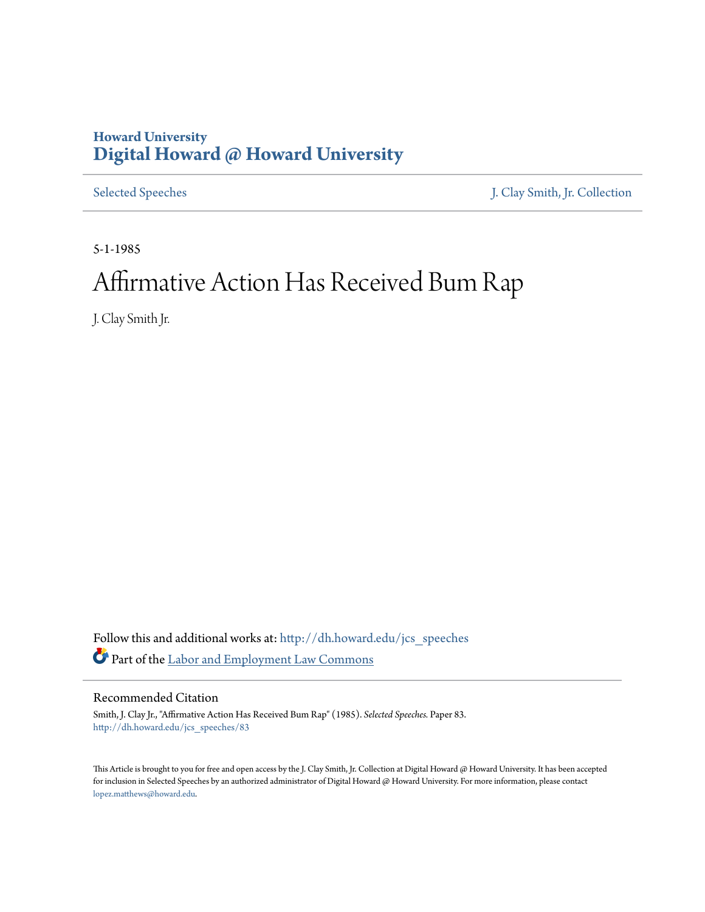Howard University
**Digital Howard @ Howard University**

Selected Speeches | J. Clay Smith, Jr. Collection

5-1-1985

# Affirmative Action Has Received Bum Rap

J. Clay Smith Jr.

Follow this and additional works at: http://dh.howard.edu/jcs_speeches

Part of the Labor and Employment Law Commons

## Recommended Citation

Smith, J. Clay Jr., "Affirmative Action Has Received Bum Rap" (1985). *Selected Speeches.* Paper 83.
http://dh.howard.edu/jcs_speeches/83

This Article is brought to you for free and open access by the J. Clay Smith, Jr. Collection at Digital Howard @ Howard University. It has been accepted for inclusion in Selected Speeches by an authorized administrator of Digital Howard @ Howard University. For more information, please contact lopez.matthews@howard.edu.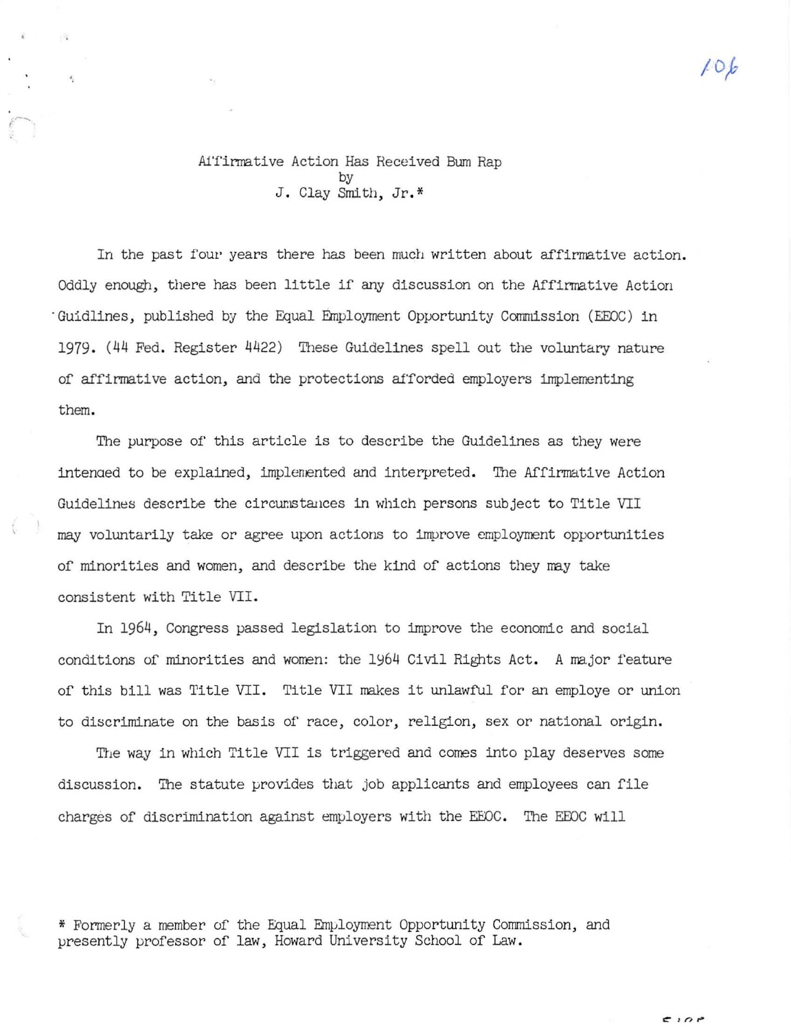Affirmative Action Has Received Bum Rap
by
J. Clay Smith, Jr.*

In the past four years there has been much written about affirmative action. Oddly enough, there has been little if any discussion on the Affirmative Action Guidlines, published by the Equal Employment Opportunity Commission (EEOC) in 1979. (44 Fed. Register 4422) These Guidelines spell out the voluntary nature of affirmative action, and the protections afforded employers implementing them.

The purpose of this article is to describe the Guidelines as they were intended to be explained, implemented and interpreted. The Affirmative Action Guidelines describe the circumstances in which persons subject to Title VII may voluntarily take or agree upon actions to improve employment opportunities of minorities and women, and describe the kind of actions they may take consistent with Title VII.

In 1964, Congress passed legislation to improve the economic and social conditions of minorities and women: the 1964 Civil Rights Act. A major feature of this bill was Title VII. Title VII makes it unlawful for an employe or union to discriminate on the basis of race, color, religion, sex or national origin.

The way in which Title VII is triggered and comes into play deserves some discussion. The statute provides that job applicants and employees can file charges of discrimination against employers with the EEOC. The EEOC will

* Formerly a member of the Equal Employment Opportunity Commission, and presently professor of law, Howard University School of Law.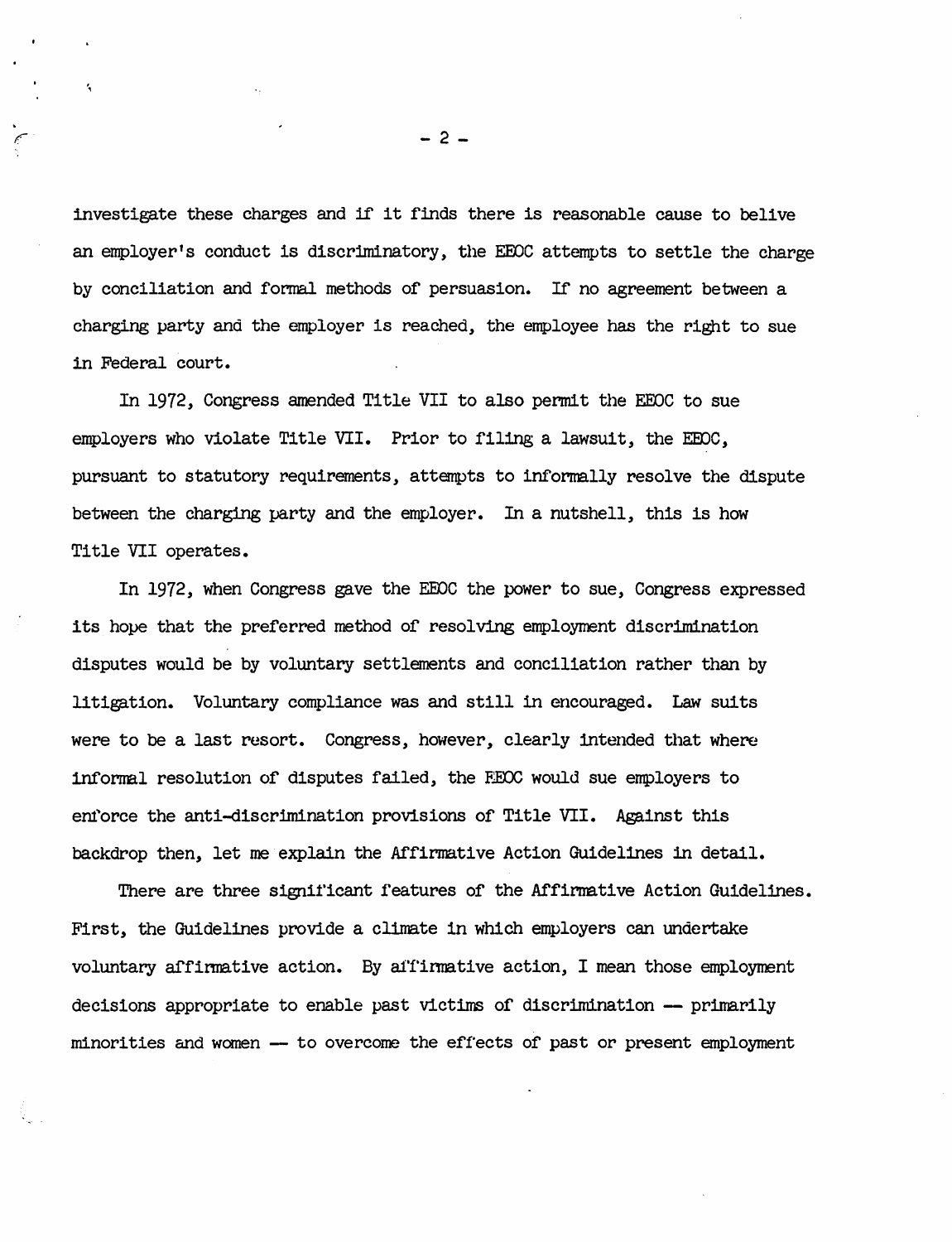investigate these charges and if it finds there is reasonable cause to belive an employer's conduct is discriminatory, the EEOC attempts to settle the charge by conciliation and formal methods of persuasion. If no agreement between a charging party and the employer is reached, the employee has the right to sue in Federal court.

In 1972, Congress amended Title VII to also permit the EEOC to sue employers who violate Title VII. Prior to filing a lawsuit, the EEOC, pursuant to statutory requirements, attempts to informally resolve the dispute between the charging party and the employer. In a nutshell, this is how Title VII operates.

In 1972, when Congress gave the EEOC the power to sue, Congress expressed its hope that the preferred method of resolving employment discrimination disputes would be by voluntary settlements and conciliation rather than by litigation. Voluntary compliance was and still in encouraged. Law suits were to be a last resort. Congress, however, clearly intended that where informal resolution of disputes failed, the EEOC would sue employers to enforce the anti-discrimination provisions of Title VII. Against this backdrop then, let me explain the Affirmative Action Guidelines in detail.

There are three significant features of the Affirmative Action Guidelines. First, the Guidelines provide a climate in which employers can undertake voluntary affirmative action. By affirmative action, I mean those employment decisions appropriate to enable past victims of discrimination — primarily minorities and women — to overcome the effects of past or present employment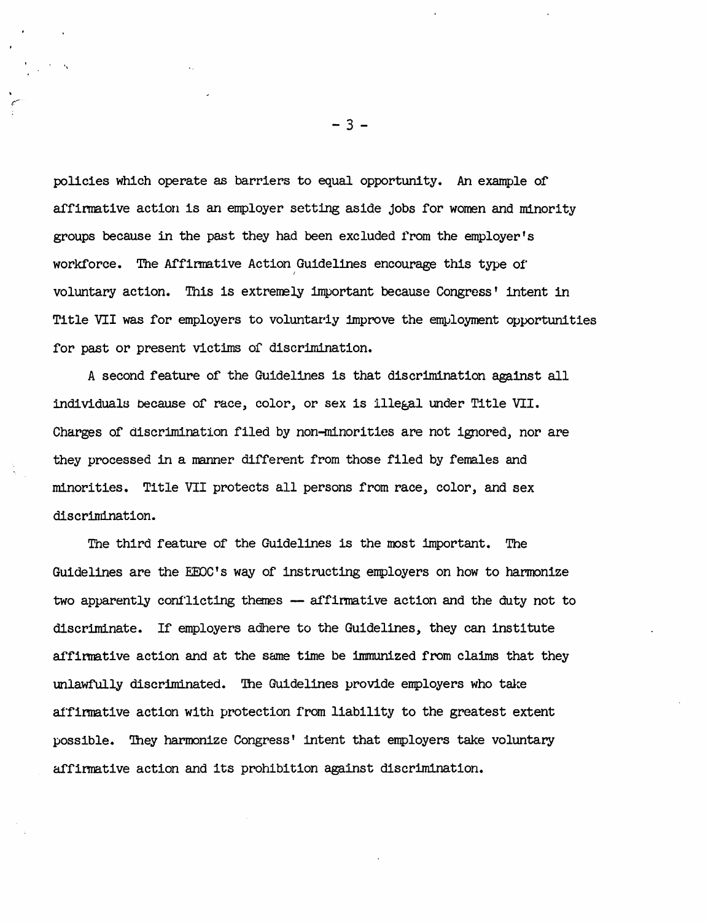policies which operate as barriers to equal opportunity. An example of affirmative action is an employer setting aside jobs for women and minority groups because in the past they had been excluded from the employer's workforce. The Affirmative Action Guidelines encourage this type of voluntary action. This is extremely important because Congress' intent in Title VII was for employers to voluntarily improve the employment opportunities for past or present victims of discrimination.

A second feature of the Guidelines is that discrimination against all individuals because of race, color, or sex is illegal under Title VII. Charges of discrimination filed by non-minorities are not ignored, nor are they processed in a manner different from those filed by females and minorities. Title VII protects all persons from race, color, and sex discrimination.

The third feature of the Guidelines is the most important. The Guidelines are the EEOC's way of instructing employers on how to harmonize two apparently conflicting themes — affirmative action and the duty not to discriminate. If employers adhere to the Guidelines, they can institute affirmative action and at the same time be immunized from claims that they unlawfully discriminated. The Guidelines provide employers who take affirmative action with protection from liability to the greatest extent possible. They harmonize Congress' intent that employers take voluntary affirmative action and its prohibition against discrimination.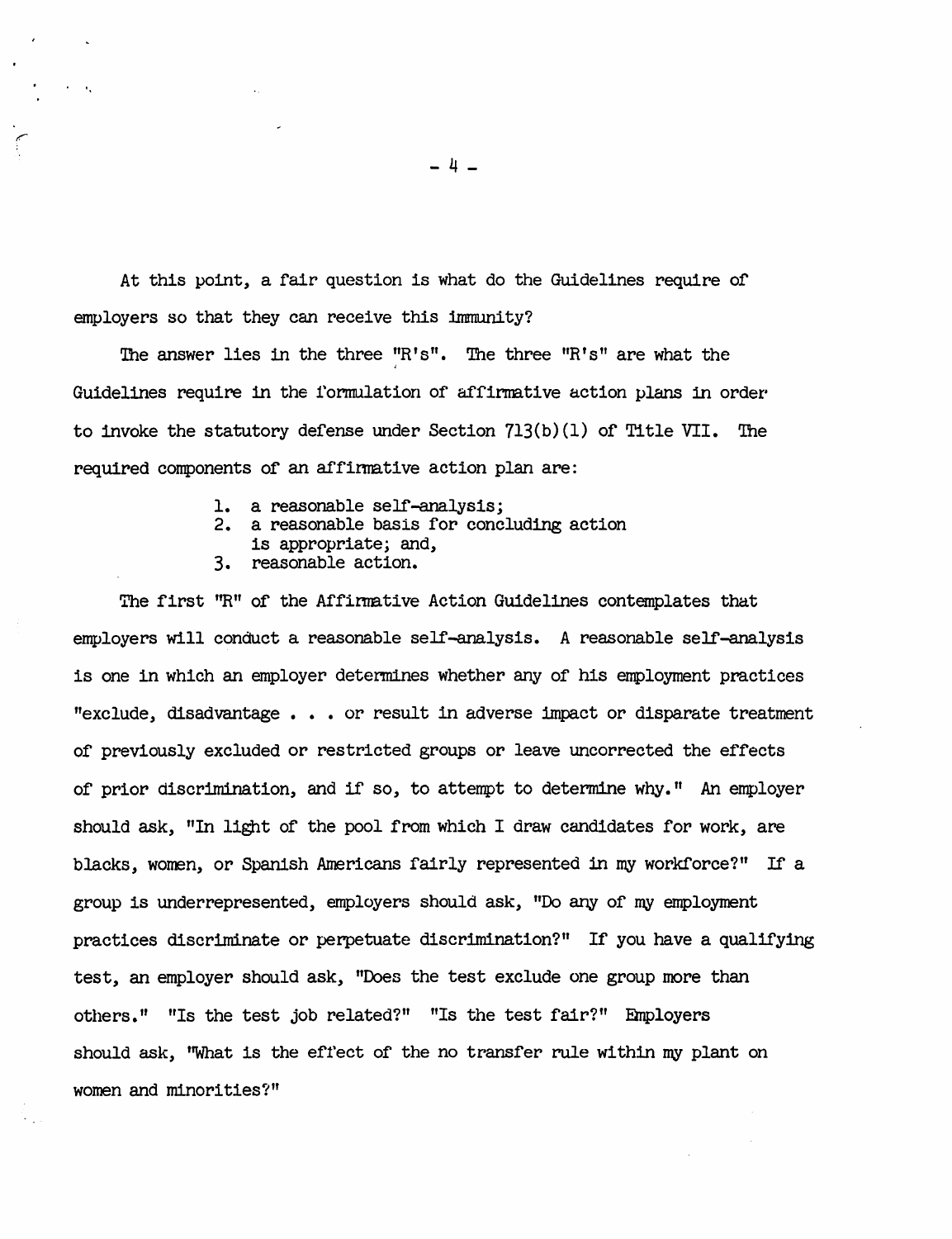At this point, a fair question is what do the Guidelines require of employers so that they can receive this immunity?

The answer lies in the three "R's". The three "R's" are what the Guidelines require in the formulation of affirmative action plans in order to invoke the statutory defense under Section 713(b)(1) of Title VII. The required components of an affirmative action plan are:

1. a reasonable self-analysis;
2. a reasonable basis for concluding action is appropriate; and,
3. reasonable action.

The first "R" of the Affirmative Action Guidelines contemplates that employers will conduct a reasonable self-analysis. A reasonable self-analysis is one in which an employer determines whether any of his employment practices "exclude, disadvantage . . . or result in adverse impact or disparate treatment of previously excluded or restricted groups or leave uncorrected the effects of prior discrimination, and if so, to attempt to determine why." An employer should ask, "In light of the pool from which I draw candidates for work, are blacks, women, or Spanish Americans fairly represented in my workforce?" If a group is underrepresented, employers should ask, "Do any of my employment practices discriminate or perpetuate discrimination?" If you have a qualifying test, an employer should ask, "Does the test exclude one group more than others." "Is the test job related?" "Is the test fair?" Employers should ask, "What is the effect of the no transfer rule within my plant on women and minorities?"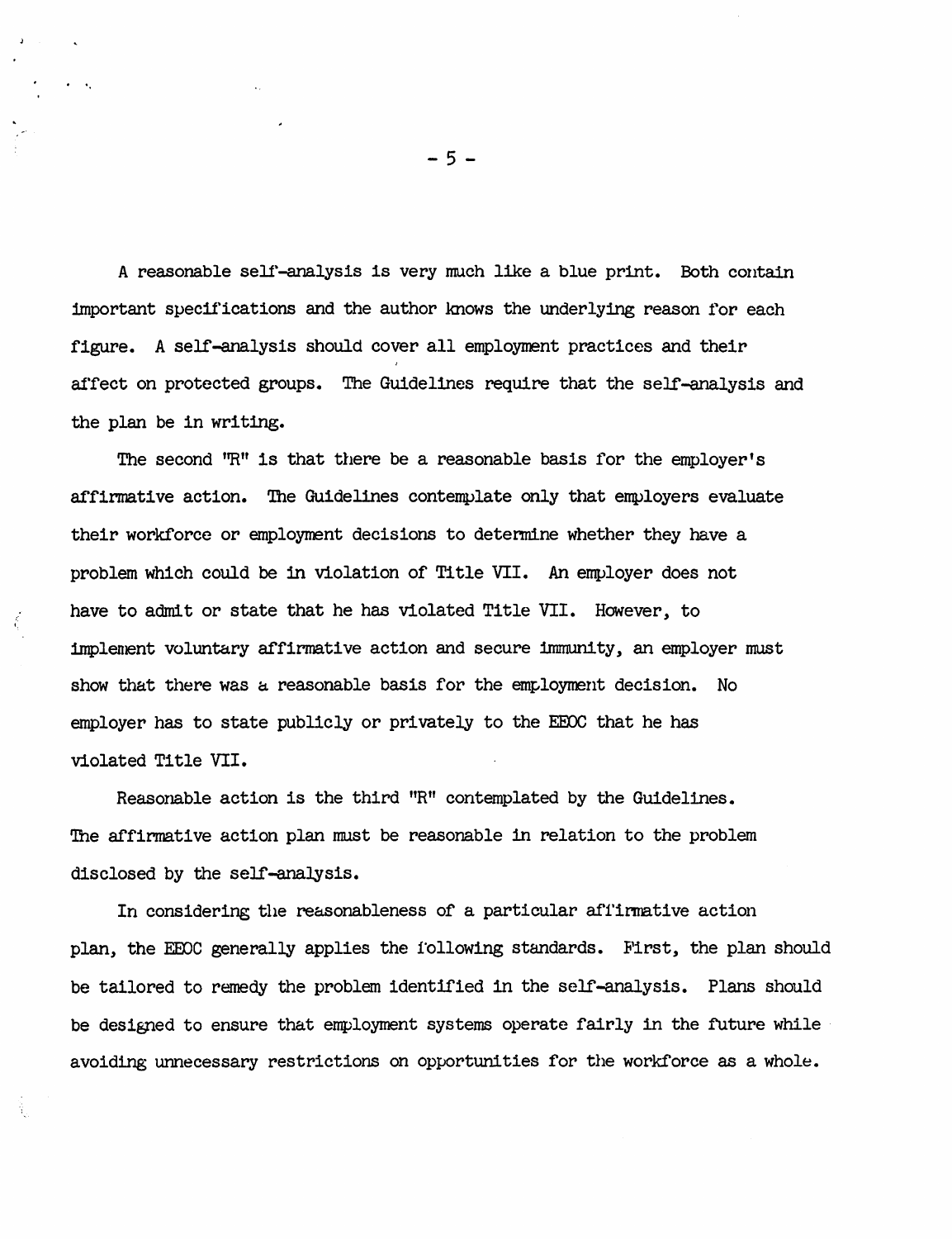A reasonable self-analysis is very much like a blue print. Both contain important specifications and the author knows the underlying reason for each figure. A self-analysis should cover all employment practices and their affect on protected groups. The Guidelines require that the self-analysis and the plan be in writing.

The second "R" is that there be a reasonable basis for the employer's affirmative action. The Guidelines contemplate only that employers evaluate their workforce or employment decisions to determine whether they have a problem which could be in violation of Title VII. An employer does not have to admit or state that he has violated Title VII. However, to implement voluntary affirmative action and secure immunity, an employer must show that there was a reasonable basis for the employment decision. No employer has to state publicly or privately to the EEOC that he has violated Title VII.

Reasonable action is the third "R" contemplated by the Guidelines. The affirmative action plan must be reasonable in relation to the problem disclosed by the self-analysis.

In considering the reasonableness of a particular affirmative action plan, the EEOC generally applies the following standards. First, the plan should be tailored to remedy the problem identified in the self-analysis. Plans should be designed to ensure that employment systems operate fairly in the future while avoiding unnecessary restrictions on opportunities for the workforce as a whole.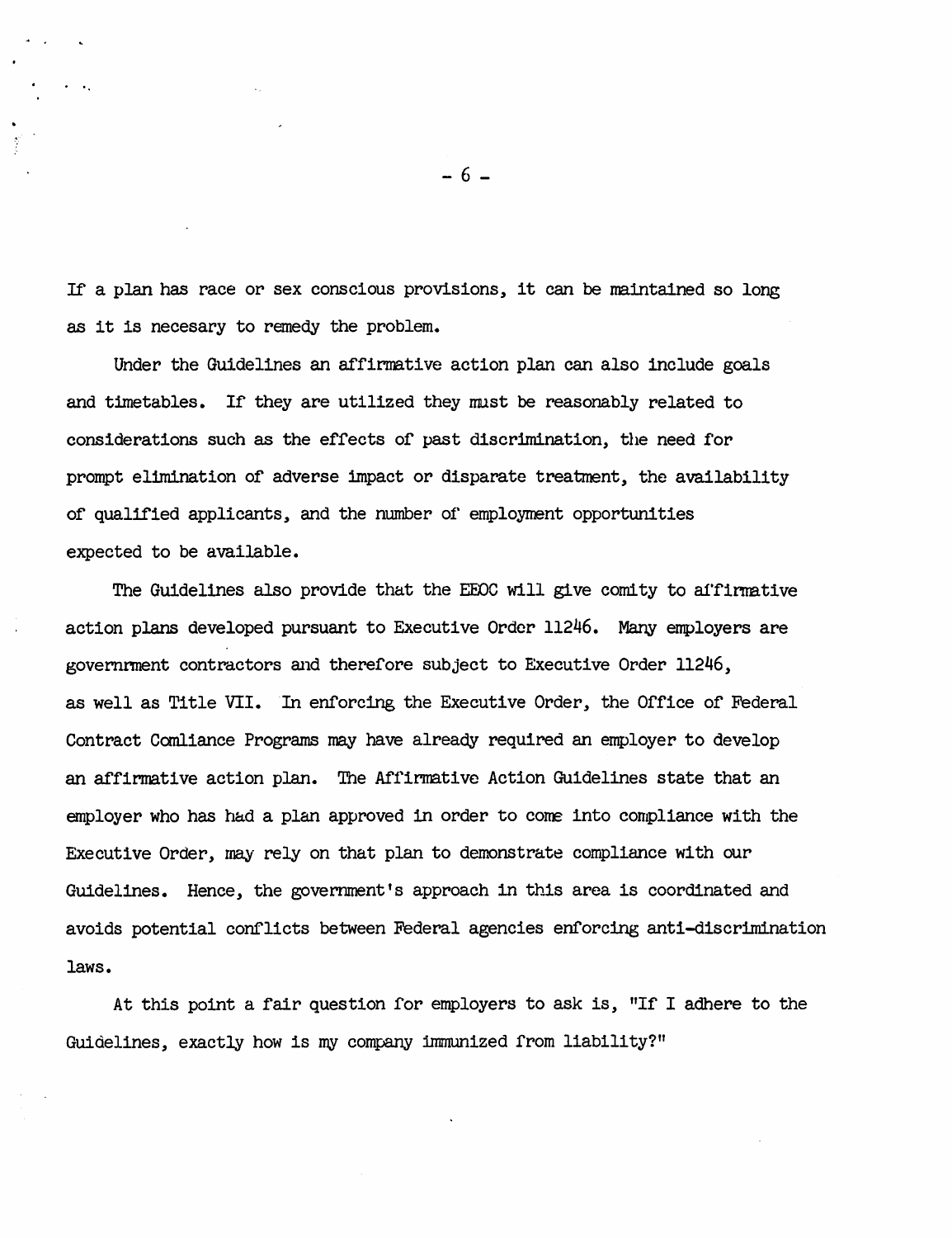If a plan has race or sex conscious provisions, it can be maintained so long as it is necesary to remedy the problem.

Under the Guidelines an affirmative action plan can also include goals and timetables. If they are utilized they must be reasonably related to considerations such as the effects of past discrimination, the need for prompt elimination of adverse impact or disparate treatment, the availability of qualified applicants, and the number of employment opportunities expected to be available.

The Guidelines also provide that the EEOC will give comity to affirmative action plans developed pursuant to Executive Order 11246. Many employers are governrment contractors and therefore subject to Executive Order 11246, as well as Title VII. In enforcing the Executive Order, the Office of Federal Contract Comliance Programs may have already required an employer to develop an affirmative action plan. The Affirmative Action Guidelines state that an employer who has had a plan approved in order to come into compliance with the Executive Order, may rely on that plan to demonstrate compliance with our Guidelines. Hence, the government's approach in this area is coordinated and avoids potential conflicts between Federal agencies enforcing anti-discrimination laws.

At this point a fair question for employers to ask is, "If I adhere to the Guidelines, exactly how is my company immunized from liability?"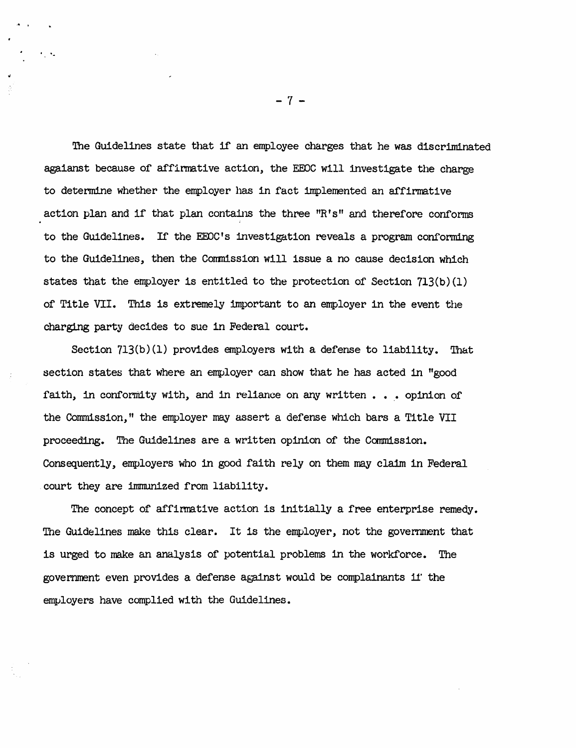The Guidelines state that if an employee charges that he was discriminated agaianst because of affirmative action, the EEOC will investigate the charge to determine whether the employer has in fact implemented an affirmative action plan and if that plan contains the three "R's" and therefore conforms to the Guidelines. If the EEOC's investigation reveals a program conforming to the Guidelines, then the Commission will issue a no cause decision which states that the employer is entitled to the protection of Section 713(b)(1) of Title VII. This is extremely important to an employer in the event the charging party decides to sue in Federal court.

Section 713(b)(1) provides employers with a defense to liability. That section states that where an employer can show that he has acted in "good faith, in conformity with, and in reliance on any written . . . opinion of the Commission," the employer may assert a defense which bars a Title VII proceeding. The Guidelines are a written opinion of the Commission. Consequently, employers who in good faith rely on them may claim in Federal court they are immunized from liability.

The concept of affirmative action is initially a free enterprise remedy. The Guidelines make this clear. It is the employer, not the government that is urged to make an analysis of potential problems in the workforce. The government even provides a defense against would be complainants if the employers have complied with the Guidelines.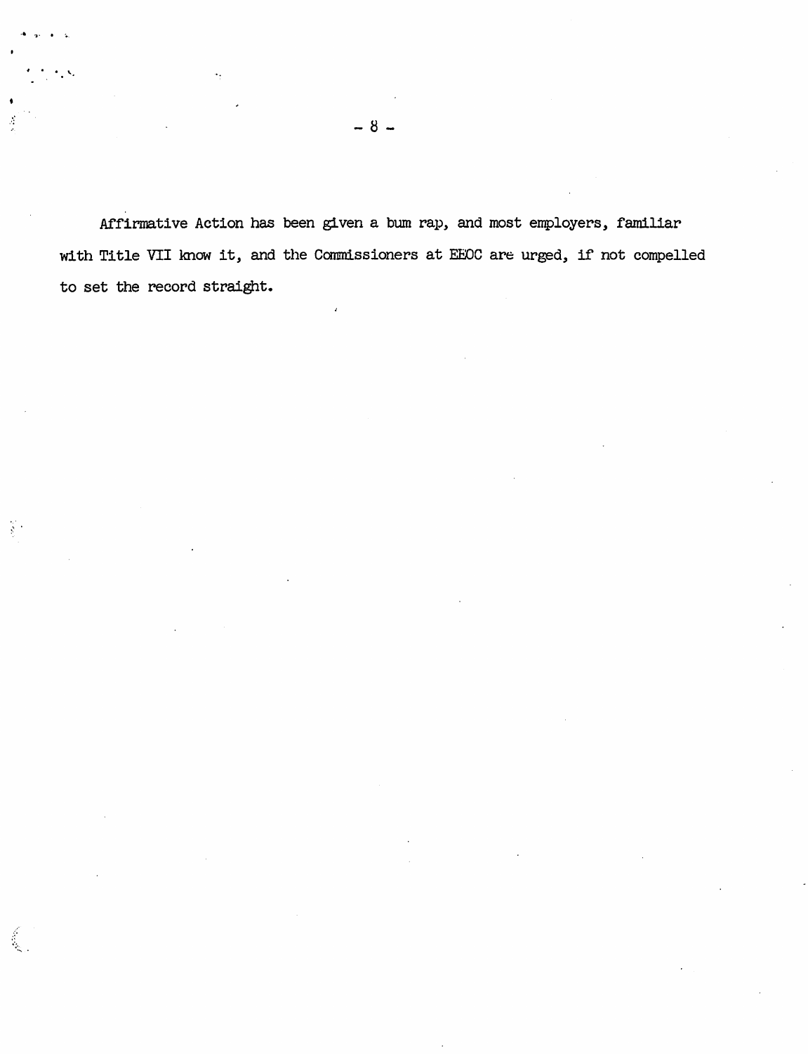Affirmative Action has been given a bum rap, and most employers, familiar with Title VII know it, and the Commissioners at EEOC are urged, if not compelled to set the record straight.